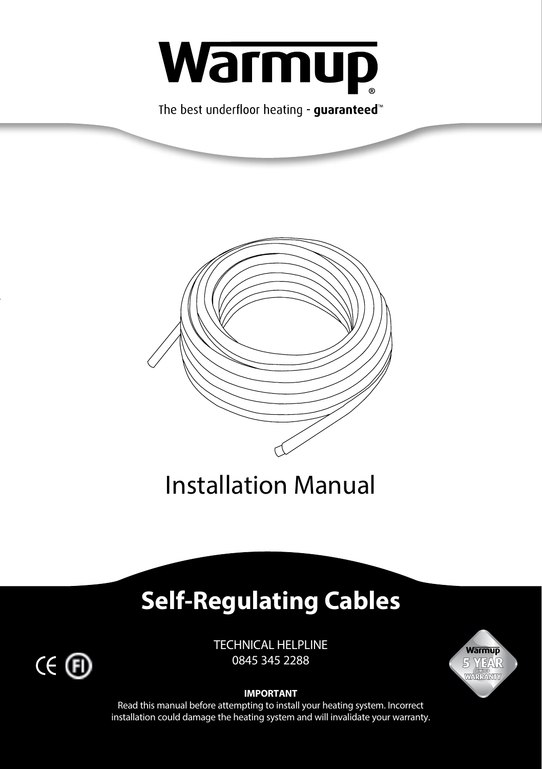# Warmup®

The best underfloor heating - **guaranteed**™

Installation Manual

## Self-Regulating Cables

TECHNICAL HELPLINE
0845 345 2288

**IMPORTANT**
Read this manual before attempting to install your heating system. Incorrect installation could damage the heating system and will invalidate your warranty.

Warmup 5 YEAR LIMITED WARRANTY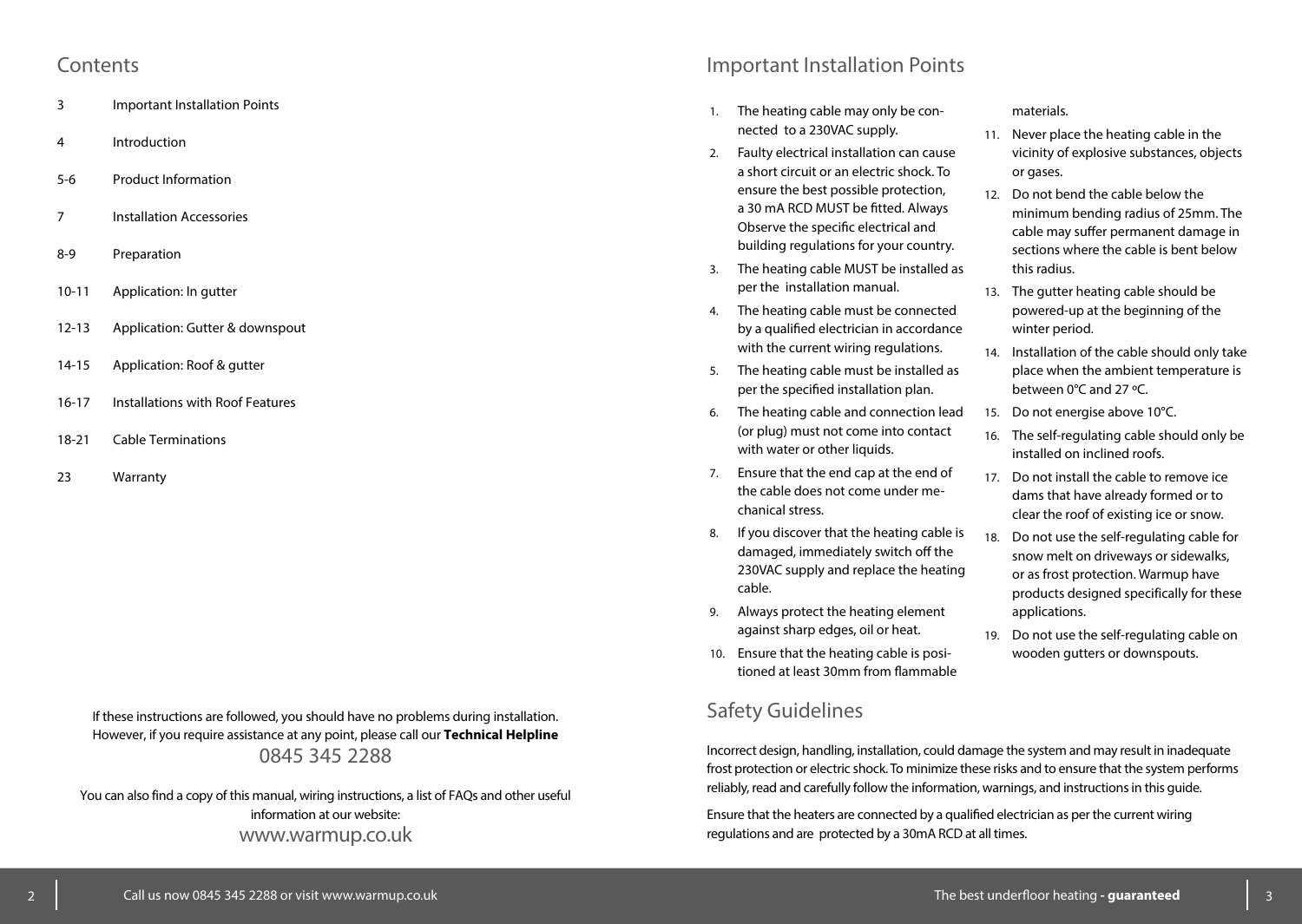## Contents

| | |
|---|---|
| 3 | Important Installation Points |
| 4 | Introduction |
| 5-6 | Product Information |
| 7 | Installation Accessories |
| 8-9 | Preparation |
| 10-11 | Application: In gutter |
| 12-13 | Application: Gutter & downspout |
| 14-15 | Application: Roof & gutter |
| 16-17 | Installations with Roof Features |
| 18-21 | Cable Terminations |
| 23 | Warranty |

If these instructions are followed, you should have no problems during installation. However, if you require assistance at any point, please call our **Technical Helpline**

0845 345 2288

You can also find a copy of this manual, wiring instructions, a list of FAQs and other useful information at our website:

www.warmup.co.uk

## Important Installation Points

1. The heating cable may only be connected to a 230VAC supply.
2. Faulty electrical installation can cause a short circuit or an electric shock. To ensure the best possible protection, a 30 mA RCD MUST be fitted. Always Observe the specific electrical and building regulations for your country.
3. The heating cable MUST be installed as per the installation manual.
4. The heating cable must be connected by a qualified electrician in accordance with the current wiring regulations.
5. The heating cable must be installed as per the specified installation plan.
6. The heating cable and connection lead (or plug) must not come into contact with water or other liquids.
7. Ensure that the end cap at the end of the cable does not come under mechanical stress.
8. If you discover that the heating cable is damaged, immediately switch off the 230VAC supply and replace the heating cable.
9. Always protect the heating element against sharp edges, oil or heat.
10. Ensure that the heating cable is positioned at least 30mm from flammable materials.
11. Never place the heating cable in the vicinity of explosive substances, objects or gases.
12. Do not bend the cable below the minimum bending radius of 25mm. The cable may suffer permanent damage in sections where the cable is bent below this radius.
13. The gutter heating cable should be powered-up at the beginning of the winter period.
14. Installation of the cable should only take place when the ambient temperature is between 0°C and 27 ºC.
15. Do not energise above 10°C.
16. The self-regulating cable should only be installed on inclined roofs.
17. Do not install the cable to remove ice dams that have already formed or to clear the roof of existing ice or snow.
18. Do not use the self-regulating cable for snow melt on driveways or sidewalks, or as frost protection. Warmup have products designed specifically for these applications.
19. Do not use the self-regulating cable on wooden gutters or downspouts.

## Safety Guidelines

Incorrect design, handling, installation, could damage the system and may result in inadequate frost protection or electric shock. To minimize these risks and to ensure that the system performs reliably, read and carefully follow the information, warnings, and instructions in this guide.

Ensure that the heaters are connected by a qualified electrician as per the current wiring regulations and are protected by a 30mA RCD at all times.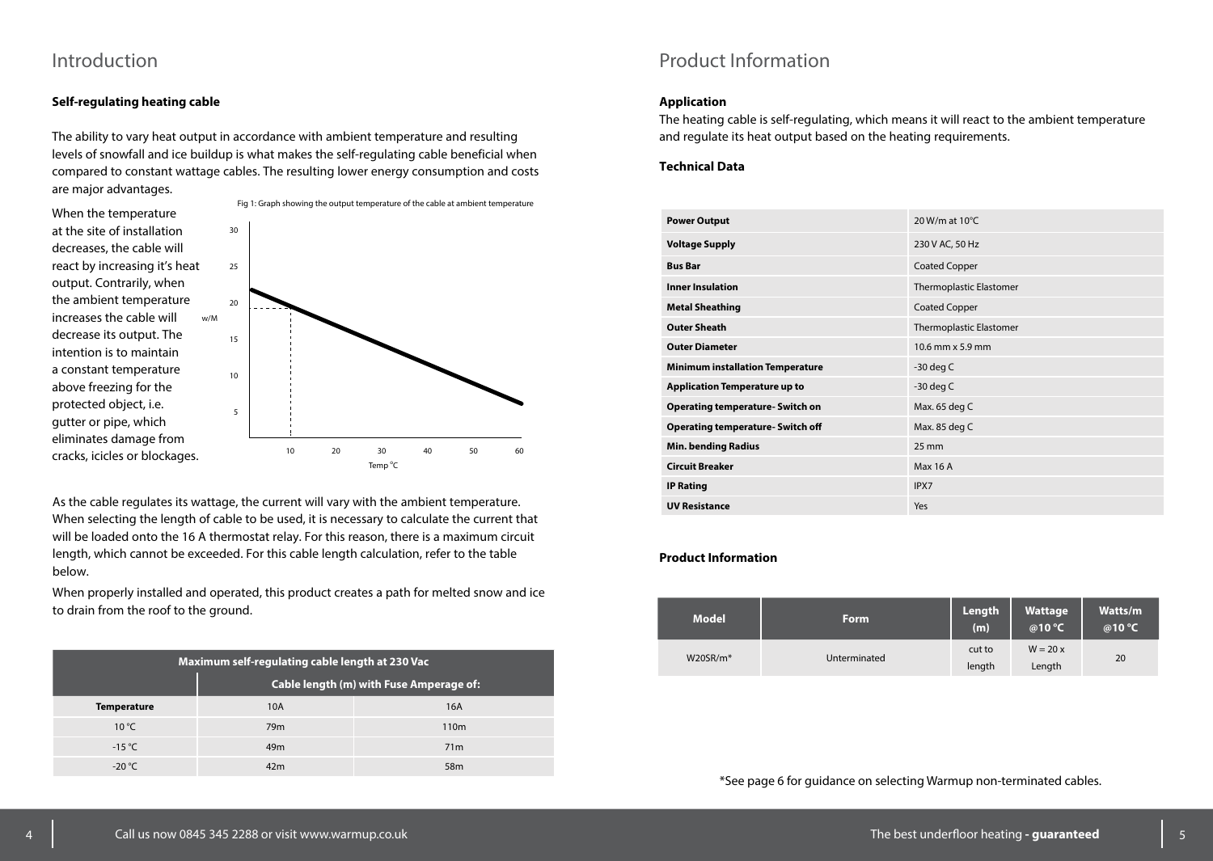# Introduction

**Self-regulating heating cable**

The ability to vary heat output in accordance with ambient temperature and resulting levels of snowfall and ice buildup is what makes the self-regulating cable beneficial when compared to constant wattage cables. The resulting lower energy consumption and costs are major advantages.

When the temperature at the site of installation decreases, the cable will react by increasing it's heat output. Contrarily, when the ambient temperature increases the cable will decrease its output. The intention is to maintain a constant temperature above freezing for the protected object, i.e. gutter or pipe, which eliminates damage from cracks, icicles or blockages.

Fig 1: Graph showing the output temperature of the cable at ambient temperature

As the cable regulates its wattage, the current will vary with the ambient temperature. When selecting the length of cable to be used, it is necessary to calculate the current that will be loaded onto the 16 A thermostat relay. For this reason, there is a maximum circuit length, which cannot be exceeded. For this cable length calculation, refer to the table below.

When properly installed and operated, this product creates a path for melted snow and ice to drain from the roof to the ground.

| Maximum self-regulating cable length at 230 Vac | | |
|---|---|---|
| | Cable length (m) with Fuse Amperage of: | |
| **Temperature** | 10A | 16A |
| 10 °C | 79m | 110m |
| -15 °C | 49m | 71m |
| -20 °C | 42m | 58m |

# Product Information

**Application**

The heating cable is self-regulating, which means it will react to the ambient temperature and regulate its heat output based on the heating requirements.

**Technical Data**

| | |
|---|---|
| **Power Output** | 20 W/m at 10°C |
| **Voltage Supply** | 230 V AC, 50 Hz |
| **Bus Bar** | Coated Copper |
| **Inner Insulation** | Thermoplastic Elastomer |
| **Metal Sheathing** | Coated Copper |
| **Outer Sheath** | Thermoplastic Elastomer |
| **Outer Diameter** | 10.6 mm x 5.9 mm |
| **Minimum installation Temperature** | -30 deg C |
| **Application Temperature up to** | -30 deg C |
| **Operating temperature- Switch on** | Max. 65 deg C |
| **Operating temperature- Switch off** | Max. 85 deg C |
| **Min. bending Radius** | 25 mm |
| **Circuit Breaker** | Max 16 A |
| **IP Rating** | IPX7 |
| **UV Resistance** | Yes |

**Product Information**

| Model | Form | Length (m) | Wattage @10 °C | Watts/m @10 °C |
|---|---|---|---|---|
| W20SR/m* | Unterminated | cut to length | W = 20 x Length | 20 |

*See page 6 for guidance on selecting Warmup non-terminated cables.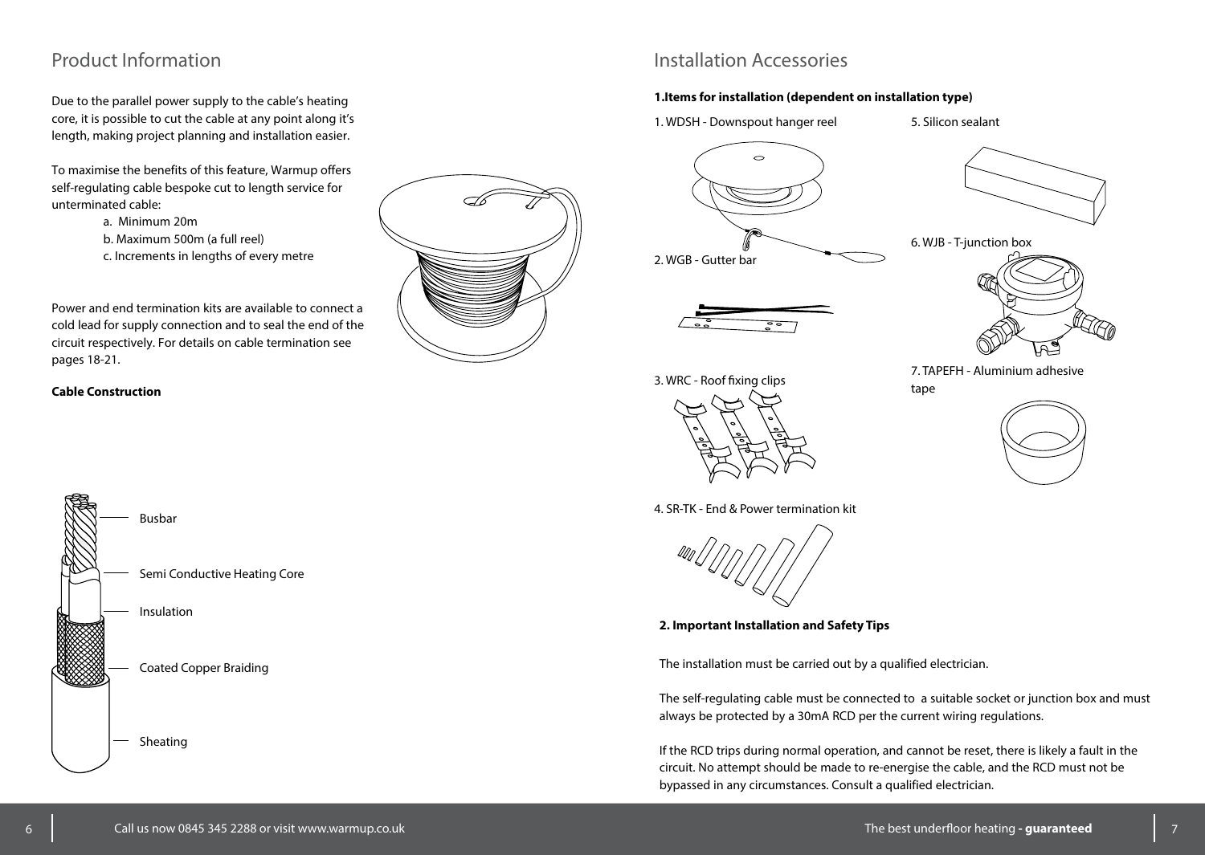# Product Information

Due to the parallel power supply to the cable's heating core, it is possible to cut the cable at any point along it's length, making project planning and installation easier.

To maximise the benefits of this feature, Warmup offers self-regulating cable bespoke cut to length service for unterminated cable:

a. Minimum 20m
b. Maximum 500m (a full reel)
c. Increments in lengths of every metre

Power and end termination kits are available to connect a cold lead for supply connection and to seal the end of the circuit respectively. For details on cable termination see pages 18-21.

**Cable Construction**

Busbar

Semi Conductive Heating Core

Insulation

Coated Copper Braiding

Sheating

# Installation Accessories

**1.Items for installation (dependent on installation type)**

1. WDSH - Downspout hanger reel
2. WGB - Gutter bar
3. WRC - Roof fixing clips
4. SR-TK - End & Power termination kit
5. Silicon sealant
6. WJB - T-junction box
7. TAPEFH - Aluminium adhesive tape

**2. Important Installation and Safety Tips**

The installation must be carried out by a qualified electrician.

The self-regulating cable must be connected to a suitable socket or junction box and must always be protected by a 30mA RCD per the current wiring regulations.

If the RCD trips during normal operation, and cannot be reset, there is likely a fault in the circuit. No attempt should be made to re-energise the cable, and the RCD must not be bypassed in any circumstances. Consult a qualified electrician.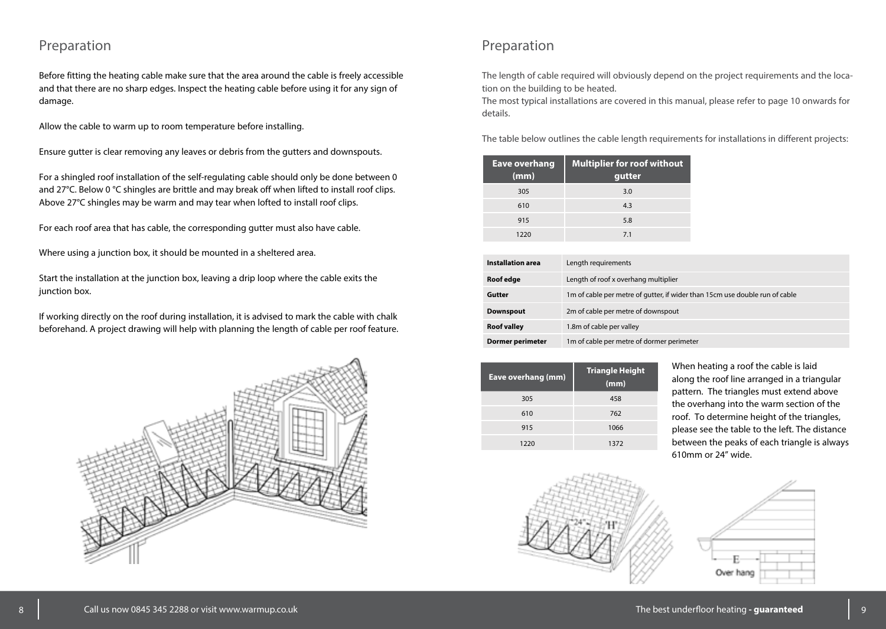# Preparation

Before fitting the heating cable make sure that the area around the cable is freely accessible and that there are no sharp edges. Inspect the heating cable before using it for any sign of damage.

Allow the cable to warm up to room temperature before installing.

Ensure gutter is clear removing any leaves or debris from the gutters and downspouts.

For a shingled roof installation of the self-regulating cable should only be done between 0 and 27°C. Below 0 °C shingles are brittle and may break off when lifted to install roof clips. Above 27°C shingles may be warm and may tear when lofted to install roof clips.

For each roof area that has cable, the corresponding gutter must also have cable.

Where using a junction box, it should be mounted in a sheltered area.

Start the installation at the junction box, leaving a drip loop where the cable exits the junction box.

If working directly on the roof during installation, it is advised to mark the cable with chalk beforehand. A project drawing will help with planning the length of cable per roof feature.

# Preparation

The length of cable required will obviously depend on the project requirements and the location on the building to be heated.
The most typical installations are covered in this manual, please refer to page 10 onwards for details.

The table below outlines the cable length requirements for installations in different projects:

| Eave overhang (mm) | Multiplier for roof without gutter |
|---|---|
| 305 | 3.0 |
| 610 | 4.3 |
| 915 | 5.8 |
| 1220 | 7.1 |

| Installation area | Length requirements |
|---|---|
| **Roof edge** | Length of roof x overhang multiplier |
| **Gutter** | 1m of cable per metre of gutter, if wider than 15cm use double run of cable |
| **Downspout** | 2m of cable per metre of downspout |
| **Roof valley** | 1.8m of cable per valley |
| **Dormer perimeter** | 1m of cable per metre of dormer perimeter |

| Eave overhang (mm) | Triangle Height (mm) |
|---|---|
| 305 | 458 |
| 610 | 762 |
| 915 | 1066 |
| 1220 | 1372 |

When heating a roof the cable is laid along the roof line arranged in a triangular pattern. The triangles must extend above the overhang into the warm section of the roof. To determine height of the triangles, please see the table to the left. The distance between the peaks of each triangle is always 610mm or 24" wide.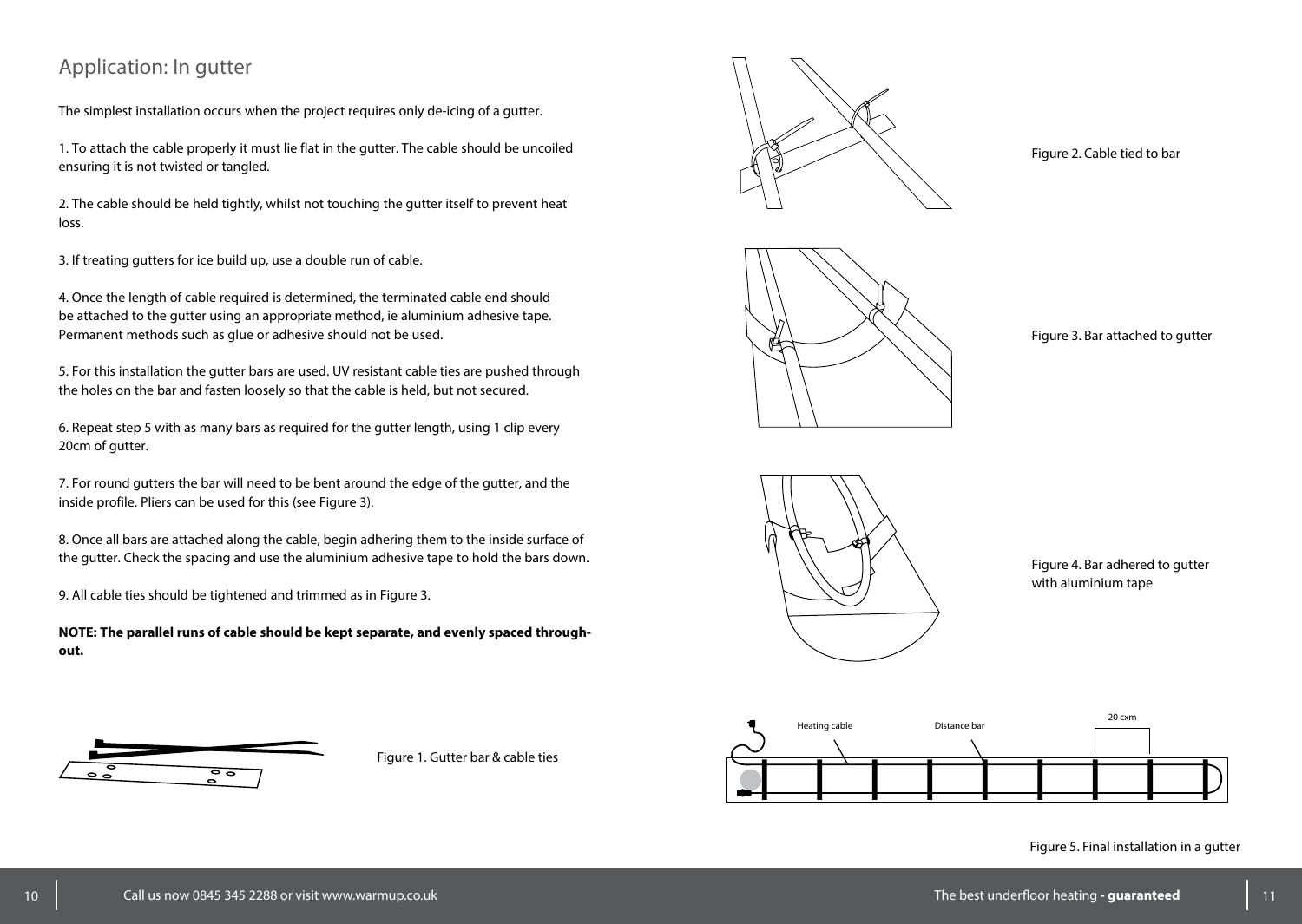## Application: In gutter

The simplest installation occurs when the project requires only de-icing of a gutter.

1. To attach the cable properly it must lie flat in the gutter. The cable should be uncoiled ensuring it is not twisted or tangled.

2. The cable should be held tightly, whilst not touching the gutter itself to prevent heat loss.

3. If treating gutters for ice build up, use a double run of cable.

4. Once the length of cable required is determined, the terminated cable end should be attached to the gutter using an appropriate method, ie aluminium adhesive tape. Permanent methods such as glue or adhesive should not be used.

5. For this installation the gutter bars are used. UV resistant cable ties are pushed through the holes on the bar and fasten loosely so that the cable is held, but not secured.

6. Repeat step 5 with as many bars as required for the gutter length, using 1 clip every 20cm of gutter.

7. For round gutters the bar will need to be bent around the edge of the gutter, and the inside profile. Pliers can be used for this (see Figure 3).

8. Once all bars are attached along the cable, begin adhering them to the inside surface of the gutter. Check the spacing and use the aluminium adhesive tape to hold the bars down.

9. All cable ties should be tightened and trimmed as in Figure 3.

**NOTE: The parallel runs of cable should be kept separate, and evenly spaced throughout.**

Figure 1. Gutter bar & cable ties

Figure 2. Cable tied to bar

Figure 3. Bar attached to gutter

Figure 4. Bar adhered to gutter with aluminium tape

Heating cable

Distance bar

20 cxm

Figure 5. Final installation in a gutter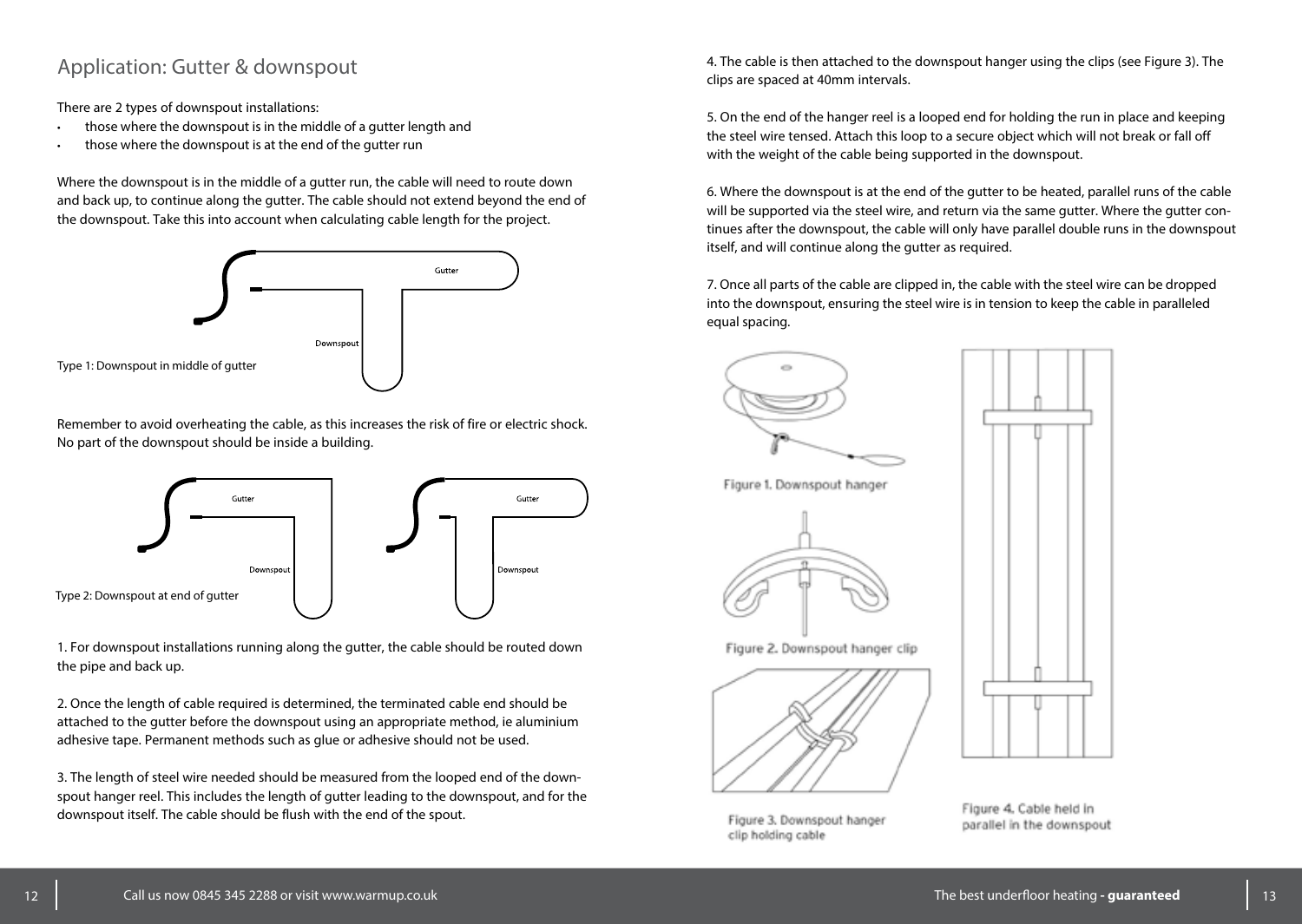## Application: Gutter & downspout

There are 2 types of downspout installations:

- those where the downspout is in the middle of a gutter length and
- those where the downspout is at the end of the gutter run

Where the downspout is in the middle of a gutter run, the cable will need to route down and back up, to continue along the gutter. The cable should not extend beyond the end of the downspout. Take this into account when calculating cable length for the project.

Type 1: Downspout in middle of gutter

Remember to avoid overheating the cable, as this increases the risk of fire or electric shock. No part of the downspout should be inside a building.

Type 2: Downspout at end of gutter

1. For downspout installations running along the gutter, the cable should be routed down the pipe and back up.

2. Once the length of cable required is determined, the terminated cable end should be attached to the gutter before the downspout using an appropriate method, ie aluminium adhesive tape. Permanent methods such as glue or adhesive should not be used.

3. The length of steel wire needed should be measured from the looped end of the downspout hanger reel. This includes the length of gutter leading to the downspout, and for the downspout itself. The cable should be flush with the end of the spout.

4. The cable is then attached to the downspout hanger using the clips (see Figure 3). The clips are spaced at 40mm intervals.

5. On the end of the hanger reel is a looped end for holding the run in place and keeping the steel wire tensed. Attach this loop to a secure object which will not break or fall off with the weight of the cable being supported in the downspout.

6. Where the downspout is at the end of the gutter to be heated, parallel runs of the cable will be supported via the steel wire, and return via the same gutter. Where the gutter continues after the downspout, the cable will only have parallel double runs in the downspout itself, and will continue along the gutter as required.

7. Once all parts of the cable are clipped in, the cable with the steel wire can be dropped into the downspout, ensuring the steel wire is in tension to keep the cable in paralleled equal spacing.

Figure 1. Downspout hanger

Figure 2. Downspout hanger clip

Figure 3. Downspout hanger clip holding cable

Figure 4. Cable held in parallel in the downspout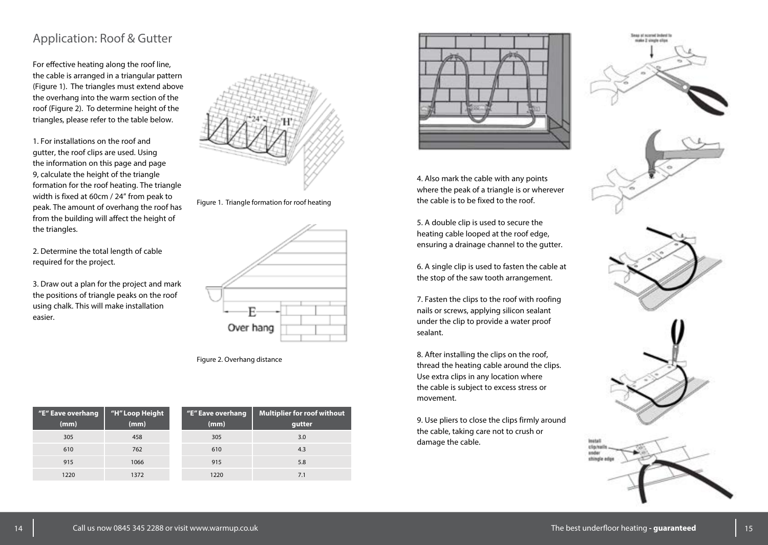## Application: Roof & Gutter

For effective heating along the roof line, the cable is arranged in a triangular pattern (Figure 1). The triangles must extend above the overhang into the warm section of the roof (Figure 2). To determine height of the triangles, please refer to the table below.

1. For installations on the roof and gutter, the roof clips are used. Using the information on this page and page 9, calculate the height of the triangle formation for the roof heating. The triangle width is fixed at 60cm / 24" from peak to peak. The amount of overhang the roof has from the building will affect the height of the triangles.

2. Determine the total length of cable required for the project.

3. Draw out a plan for the project and mark the positions of triangle peaks on the roof using chalk. This will make installation easier.

Figure 1. Triangle formation for roof heating

Figure 2. Overhang distance

| "E" Eave overhang (mm) | "H" Loop Height (mm) |
|---|---|
| 305 | 458 |
| 610 | 762 |
| 915 | 1066 |
| 1220 | 1372 |

| "E" Eave overhang (mm) | Multiplier for roof without gutter |
|---|---|
| 305 | 3.0 |
| 610 | 4.3 |
| 915 | 5.8 |
| 1220 | 7.1 |

4. Also mark the cable with any points where the peak of a triangle is or wherever the cable is to be fixed to the roof.

5. A double clip is used to secure the heating cable looped at the roof edge, ensuring a drainage channel to the gutter.

6. A single clip is used to fasten the cable at the stop of the saw tooth arrangement.

7. Fasten the clips to the roof with roofing nails or screws, applying silicon sealant under the clip to provide a water proof sealant.

8. After installing the clips on the roof, thread the heating cable around the clips. Use extra clips in any location where the cable is subject to excess stress or movement.

9. Use pliers to close the clips firmly around the cable, taking care not to crush or damage the cable.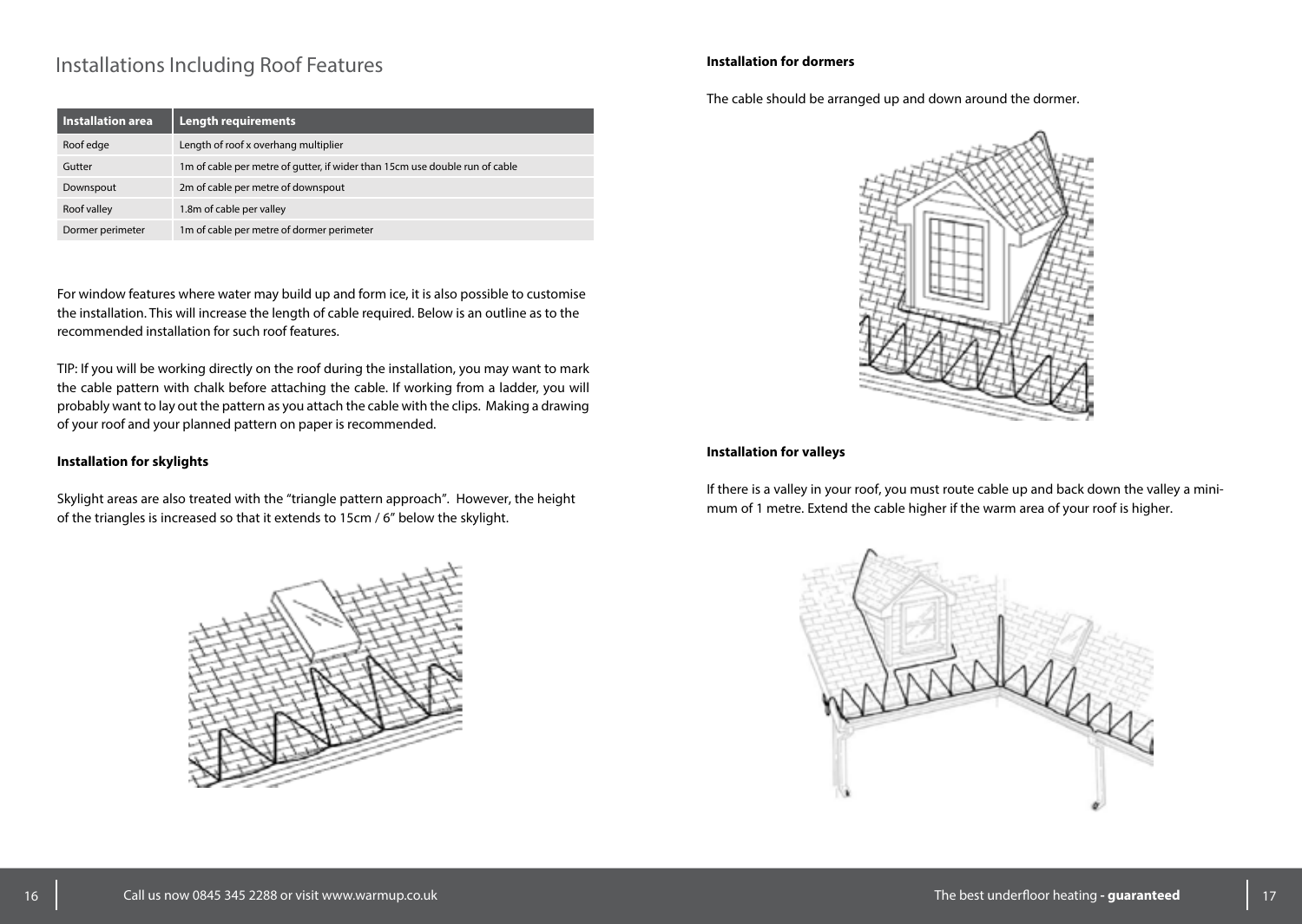## Installations Including Roof Features

| Installation area | Length requirements |
|---|---|
| Roof edge | Length of roof x overhang multiplier |
| Gutter | 1m of cable per metre of gutter, if wider than 15cm use double run of cable |
| Downspout | 2m of cable per metre of downspout |
| Roof valley | 1.8m of cable per valley |
| Dormer perimeter | 1m of cable per metre of dormer perimeter |

For window features where water may build up and form ice, it is also possible to customise the installation. This will increase the length of cable required. Below is an outline as to the recommended installation for such roof features.

TIP: If you will be working directly on the roof during the installation, you may want to mark the cable pattern with chalk before attaching the cable. If working from a ladder, you will probably want to lay out the pattern as you attach the cable with the clips. Making a drawing of your roof and your planned pattern on paper is recommended.

### Installation for skylights

Skylight areas are also treated with the "triangle pattern approach". However, the height of the triangles is increased so that it extends to 15cm / 6" below the skylight.

### Installation for dormers

The cable should be arranged up and down around the dormer.

### Installation for valleys

If there is a valley in your roof, you must route cable up and back down the valley a minimum of 1 metre. Extend the cable higher if the warm area of your roof is higher.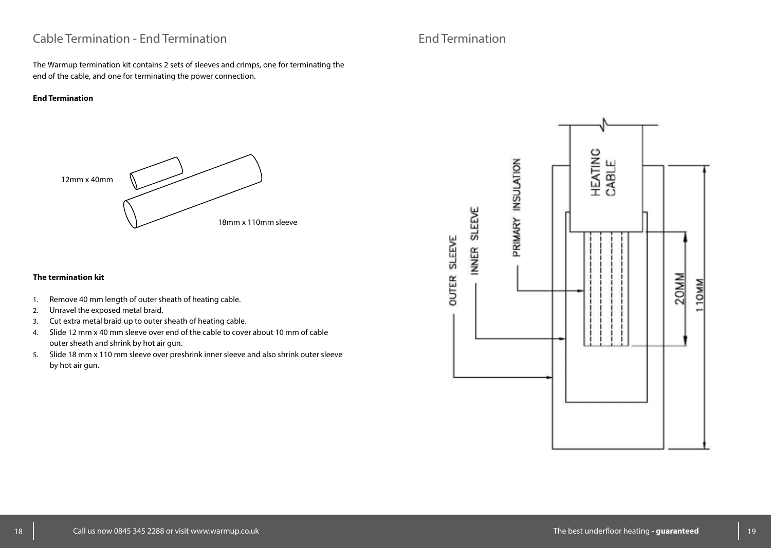## Cable Termination - End Termination

The Warmup termination kit contains 2 sets of sleeves and crimps, one for terminating the end of the cable, and one for terminating the power connection.

**End Termination**

12mm x 40mm

18mm x 110mm sleeve

**The termination kit**

1. Remove 40 mm length of outer sheath of heating cable.
2. Unravel the exposed metal braid.
3. Cut extra metal braid up to outer sheath of heating cable.
4. Slide 12 mm x 40 mm sleeve over end of the cable to cover about 10 mm of cable outer sheath and shrink by hot air gun.
5. Slide 18 mm x 110 mm sleeve over preshrink inner sleeve and also shrink outer sleeve by hot air gun.

## End Termination

HEATING CABLE

PRIMARY INSULATION

INNER SLEEVE

OUTER SLEEVE

20MM

110MM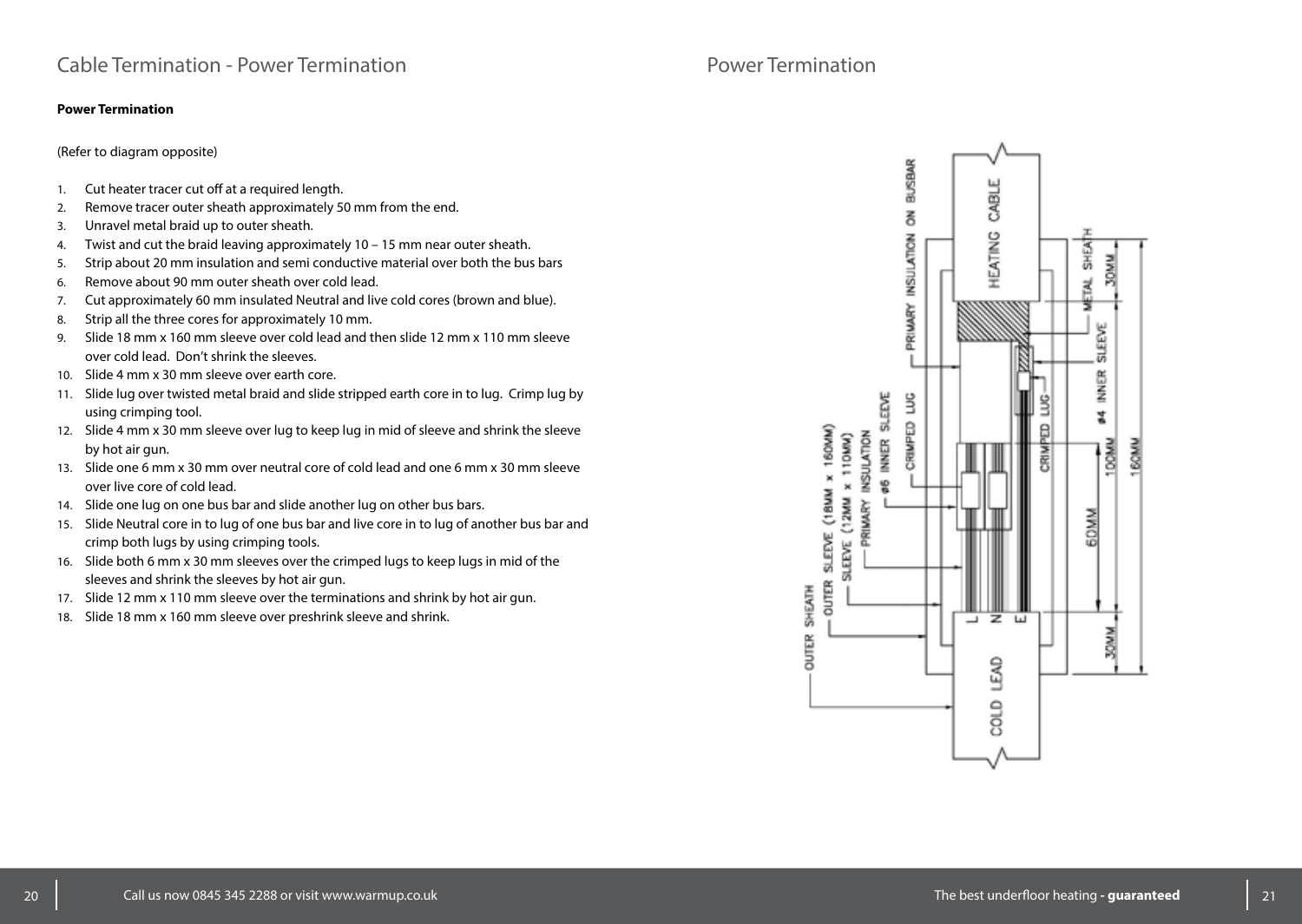# Cable Termination - Power Termination

**Power Termination**

(Refer to diagram opposite)

1. Cut heater tracer cut off at a required length.
2. Remove tracer outer sheath approximately 50 mm from the end.
3. Unravel metal braid up to outer sheath.
4. Twist and cut the braid leaving approximately 10 – 15 mm near outer sheath.
5. Strip about 20 mm insulation and semi conductive material over both the bus bars
6. Remove about 90 mm outer sheath over cold lead.
7. Cut approximately 60 mm insulated Neutral and live cold cores (brown and blue).
8. Strip all the three cores for approximately 10 mm.
9. Slide 18 mm x 160 mm sleeve over cold lead and then slide 12 mm x 110 mm sleeve over cold lead. Don't shrink the sleeves.
10. Slide 4 mm x 30 mm sleeve over earth core.
11. Slide lug over twisted metal braid and slide stripped earth core in to lug. Crimp lug by using crimping tool.
12. Slide 4 mm x 30 mm sleeve over lug to keep lug in mid of sleeve and shrink the sleeve by hot air gun.
13. Slide one 6 mm x 30 mm over neutral core of cold lead and one 6 mm x 30 mm sleeve over live core of cold lead.
14. Slide one lug on one bus bar and slide another lug on other bus bars.
15. Slide Neutral core in to lug of one bus bar and live core in to lug of another bus bar and crimp both lugs by using crimping tools.
16. Slide both 6 mm x 30 mm sleeves over the crimped lugs to keep lugs in mid of the sleeves and shrink the sleeves by hot air gun.
17. Slide 12 mm x 110 mm sleeve over the terminations and shrink by hot air gun.
18. Slide 18 mm x 160 mm sleeve over preshrink sleeve and shrink.

# Power Termination

HEATING CABLE

PRIMARY INSULATION ON BUSBAR

METAL SHEATH

30MM

#4 INNER SLEEVE

CRIMPED LUG

CRIMPED LUG

#6 INNER SLEEVE

PRIMARY INSULATION

SLEEVE (12MM x 110MM)

OUTER SLEEVE (18MM x 160MM)

OUTER SHEATH

100MM

160MM

60MM

L N E

30MM

COLD LEAD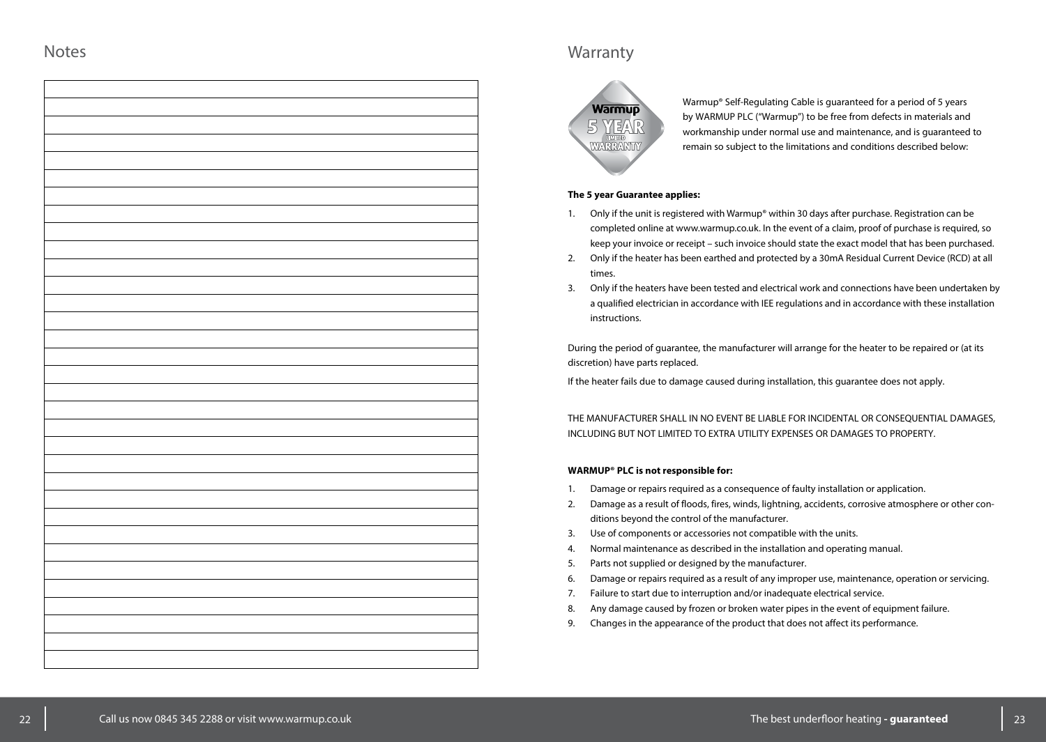## Notes

## Warranty

Warmup® Self-Regulating Cable is guaranteed for a period of 5 years by WARMUP PLC ("Warmup") to be free from defects in materials and workmanship under normal use and maintenance, and is guaranteed to remain so subject to the limitations and conditions described below:

**The 5 year Guarantee applies:**

1. Only if the unit is registered with Warmup® within 30 days after purchase. Registration can be completed online at www.warmup.co.uk. In the event of a claim, proof of purchase is required, so keep your invoice or receipt – such invoice should state the exact model that has been purchased.
2. Only if the heater has been earthed and protected by a 30mA Residual Current Device (RCD) at all times.
3. Only if the heaters have been tested and electrical work and connections have been undertaken by a qualified electrician in accordance with IEE regulations and in accordance with these installation instructions.

During the period of guarantee, the manufacturer will arrange for the heater to be repaired or (at its discretion) have parts replaced.

If the heater fails due to damage caused during installation, this guarantee does not apply.

THE MANUFACTURER SHALL IN NO EVENT BE LIABLE FOR INCIDENTAL OR CONSEQUENTIAL DAMAGES, INCLUDING BUT NOT LIMITED TO EXTRA UTILITY EXPENSES OR DAMAGES TO PROPERTY.

**WARMUP® PLC is not responsible for:**

1. Damage or repairs required as a consequence of faulty installation or application.
2. Damage as a result of floods, fires, winds, lightning, accidents, corrosive atmosphere or other conditions beyond the control of the manufacturer.
3. Use of components or accessories not compatible with the units.
4. Normal maintenance as described in the installation and operating manual.
5. Parts not supplied or designed by the manufacturer.
6. Damage or repairs required as a result of any improper use, maintenance, operation or servicing.
7. Failure to start due to interruption and/or inadequate electrical service.
8. Any damage caused by frozen or broken water pipes in the event of equipment failure.
9. Changes in the appearance of the product that does not affect its performance.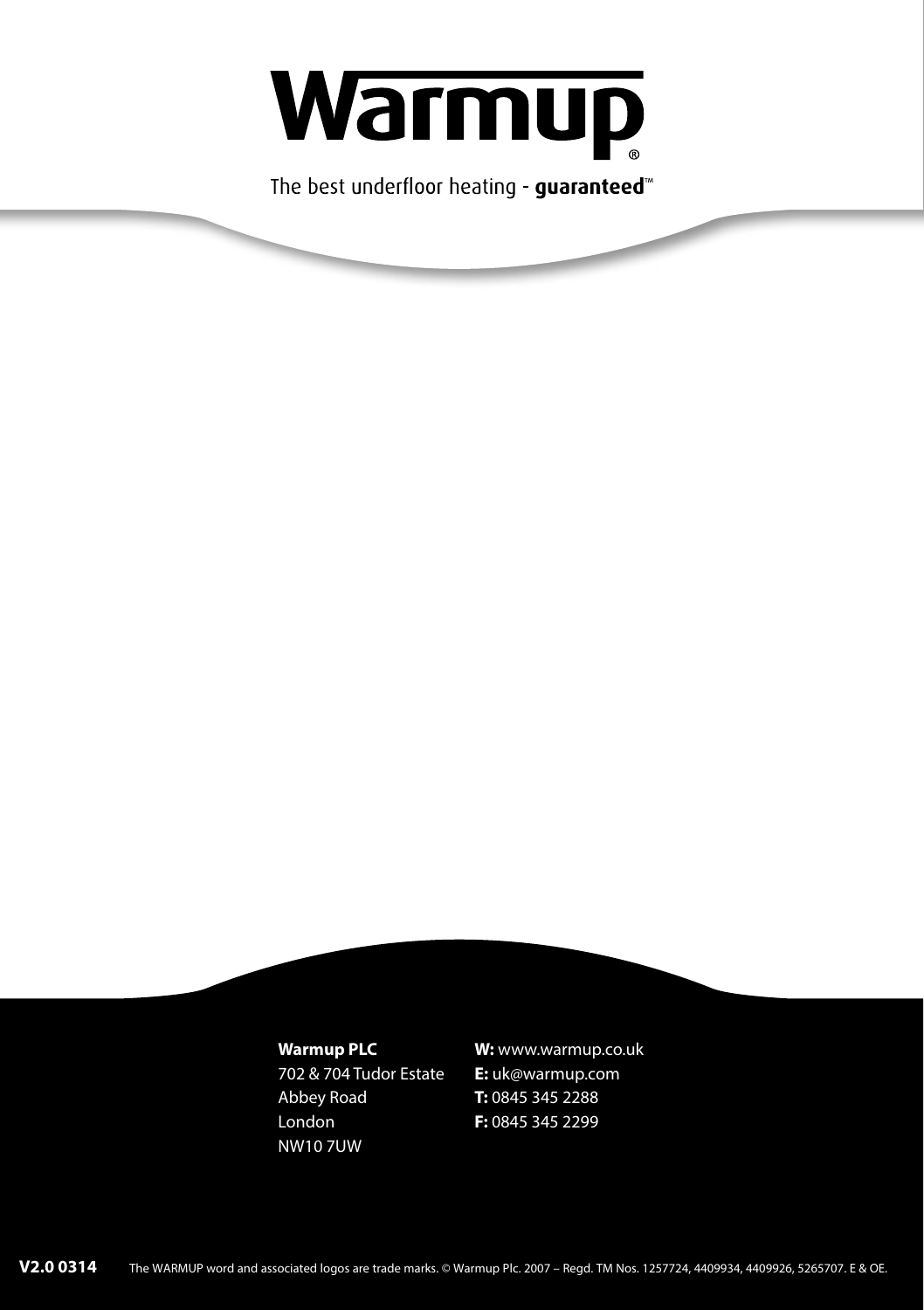# Warmup®

The best underfloor heating - **guaranteed**™

**Warmup PLC**
702 & 704 Tudor Estate
Abbey Road
London
NW10 7UW

**W:** www.warmup.co.uk
**E:** uk@warmup.com
**T:** 0845 345 2288
**F:** 0845 345 2299

**V2.0 0314** The WARMUP word and associated logos are trade marks. © Warmup Plc. 2007 – Regd. TM Nos. 1257724, 4409934, 4409926, 5265707. E & OE.